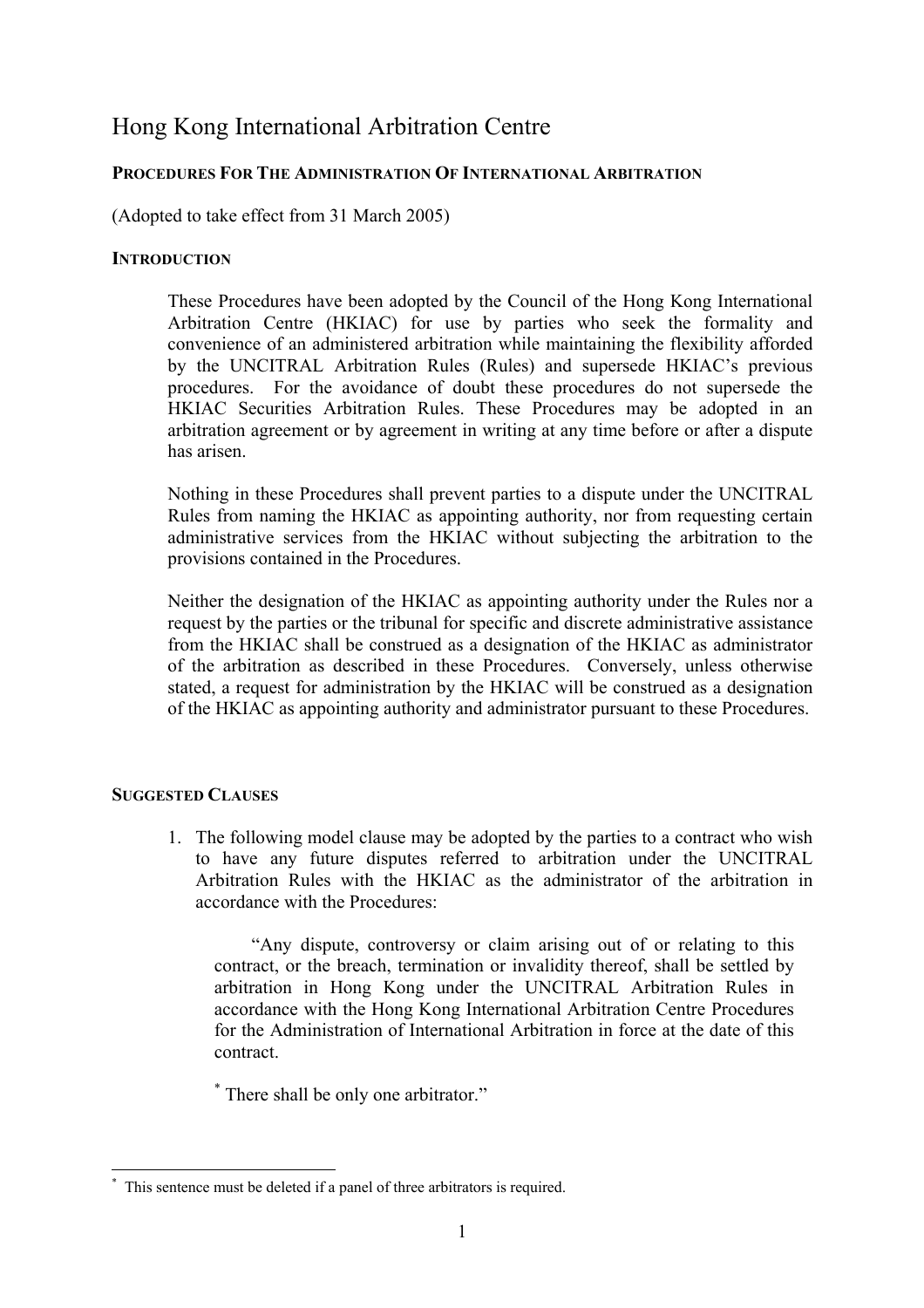# Hong Kong International Arbitration Centre

**PROCEDURES FOR THE ADMINISTRATION OF INTERNATIONAL ARBITRATION**

(Adopted to take effect from 31 March 2005)

**INTRODUCTION**

These Procedures have been adopted by the Council of the Hong Kong International Arbitration Centre (HKIAC) for use by parties who seek the formality and convenience of an administered arbitration while maintaining the flexibility afforded by the UNCITRAL Arbitration Rules (Rules) and supersede HKIAC's previous procedures. For the avoidance of doubt these procedures do not supersede the HKIAC Securities Arbitration Rules. These Procedures may be adopted in an arbitration agreement or by agreement in writing at any time before or after a dispute has arisen.

Nothing in these Procedures shall prevent parties to a dispute under the UNCITRAL Rules from naming the HKIAC as appointing authority, nor from requesting certain administrative services from the HKIAC without subjecting the arbitration to the provisions contained in the Procedures.

Neither the designation of the HKIAC as appointing authority under the Rules nor a request by the parties or the tribunal for specific and discrete administrative assistance from the HKIAC shall be construed as a designation of the HKIAC as administrator of the arbitration as described in these Procedures. Conversely, unless otherwise stated, a request for administration by the HKIAC will be construed as a designation of the HKIAC as appointing authority and administrator pursuant to these Procedures.

**SUGGESTED CLAUSES**

1. The following model clause may be adopted by the parties to a contract who wish to have any future disputes referred to arbitration under the UNCITRAL Arbitration Rules with the HKIAC as the administrator of the arbitration in accordance with the Procedures:

   "Any dispute, controversy or claim arising out of or relating to this contract, or the breach, termination or invalidity thereof, shall be settled by arbitration in Hong Kong under the UNCITRAL Arbitration Rules in accordance with the Hong Kong International Arbitration Centre Procedures for the Administration of International Arbitration in force at the date of this contract.

   * There shall be only one arbitrator."

---

* This sentence must be deleted if a panel of three arbitrators is required.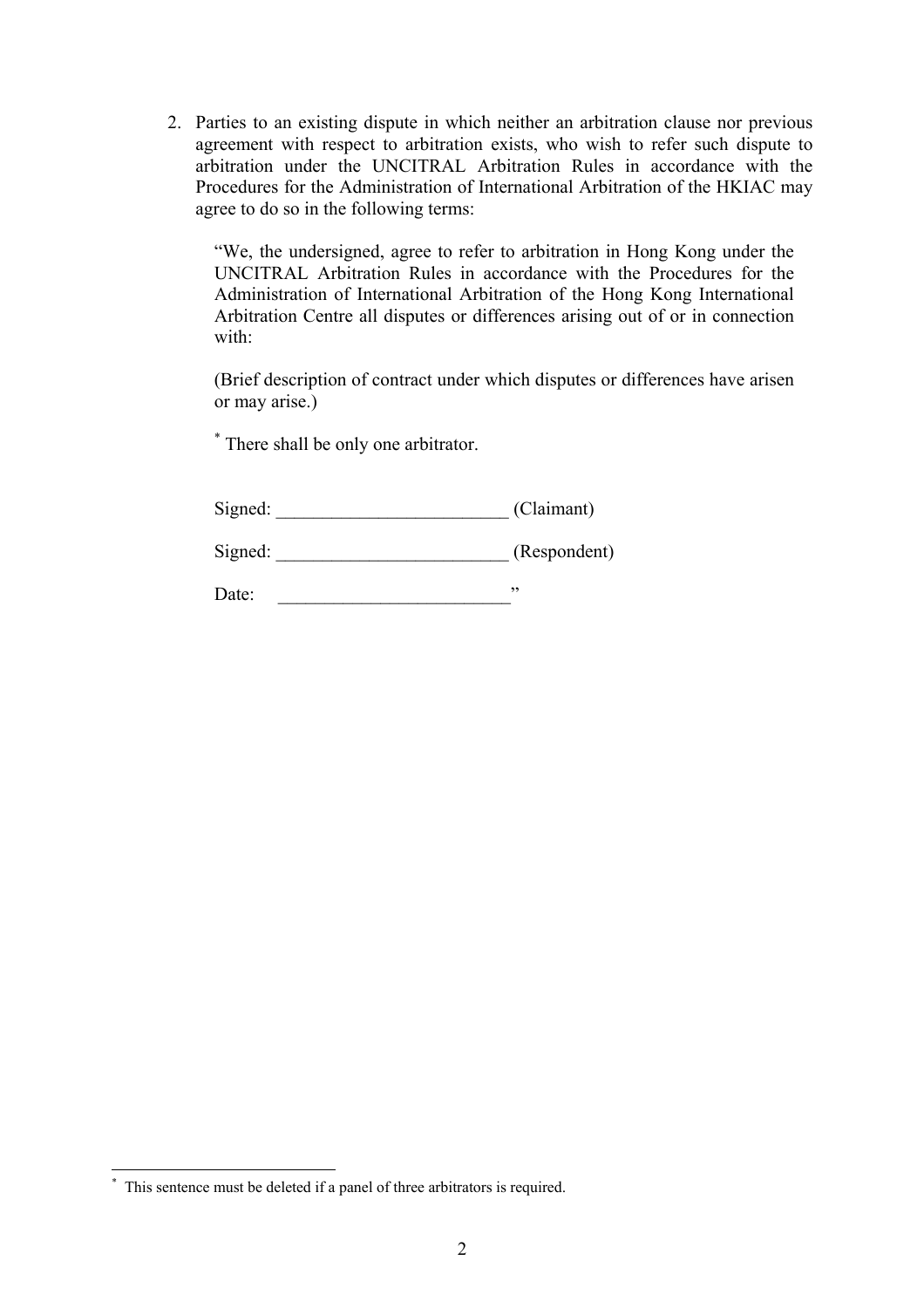2. Parties to an existing dispute in which neither an arbitration clause nor previous agreement with respect to arbitration exists, who wish to refer such dispute to arbitration under the UNCITRAL Arbitration Rules in accordance with the Procedures for the Administration of International Arbitration of the HKIAC may agree to do so in the following terms:

   "We, the undersigned, agree to refer to arbitration in Hong Kong under the UNCITRAL Arbitration Rules in accordance with the Procedures for the Administration of International Arbitration of the Hong Kong International Arbitration Centre all disputes or differences arising out of or in connection with:

   (Brief description of contract under which disputes or differences have arisen or may arise.)

   * There shall be only one arbitrator.

   Signed: _________________________ (Claimant)

   Signed: _________________________ (Respondent)

   Date: _________________________"

---

* This sentence must be deleted if a panel of three arbitrators is required.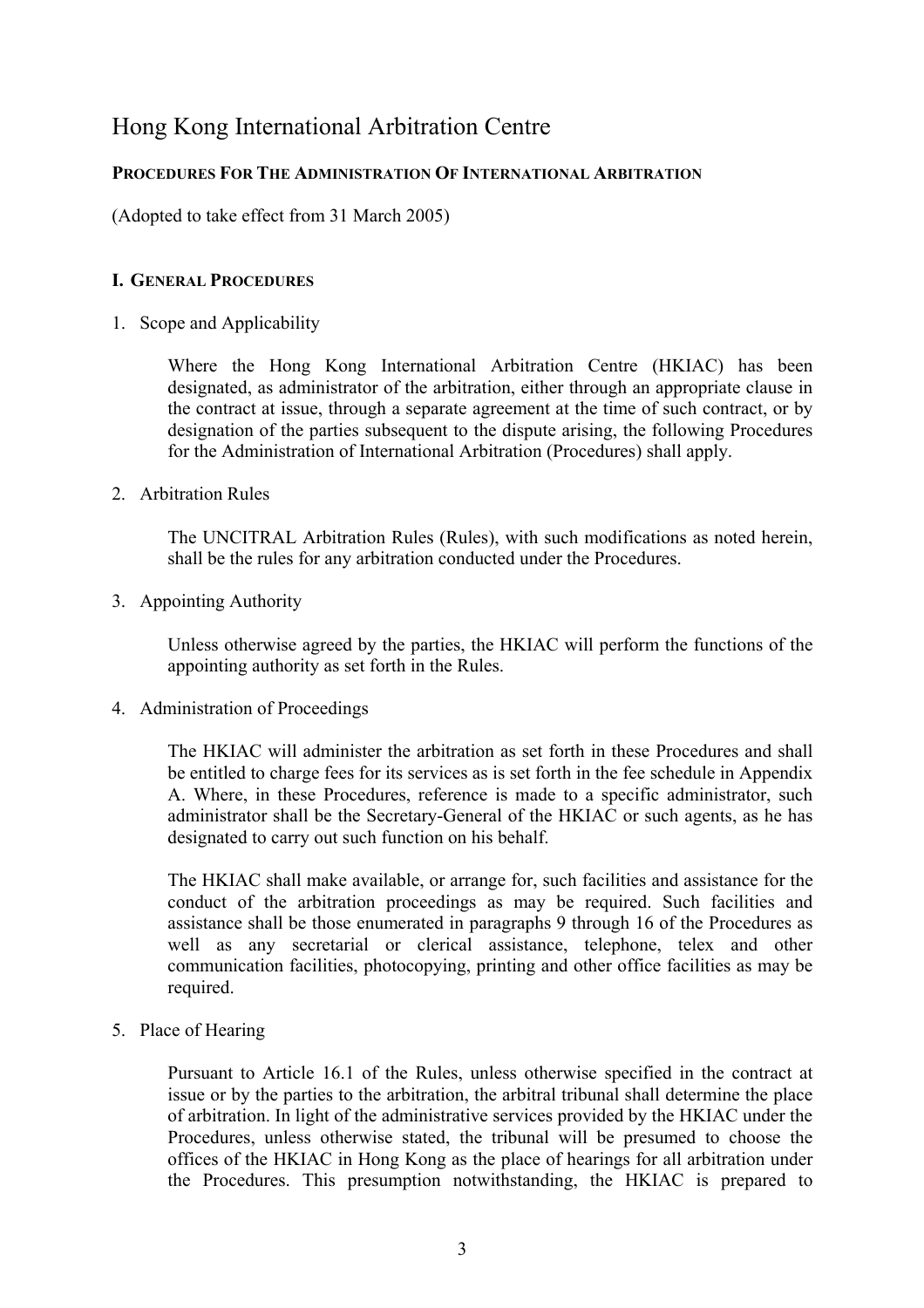# Hong Kong International Arbitration Centre

**PROCEDURES FOR THE ADMINISTRATION OF INTERNATIONAL ARBITRATION**

(Adopted to take effect from 31 March 2005)

## I. GENERAL PROCEDURES

1. Scope and Applicability

   Where the Hong Kong International Arbitration Centre (HKIAC) has been designated, as administrator of the arbitration, either through an appropriate clause in the contract at issue, through a separate agreement at the time of such contract, or by designation of the parties subsequent to the dispute arising, the following Procedures for the Administration of International Arbitration (Procedures) shall apply.

2. Arbitration Rules

   The UNCITRAL Arbitration Rules (Rules), with such modifications as noted herein, shall be the rules for any arbitration conducted under the Procedures.

3. Appointing Authority

   Unless otherwise agreed by the parties, the HKIAC will perform the functions of the appointing authority as set forth in the Rules.

4. Administration of Proceedings

   The HKIAC will administer the arbitration as set forth in these Procedures and shall be entitled to charge fees for its services as is set forth in the fee schedule in Appendix A. Where, in these Procedures, reference is made to a specific administrator, such administrator shall be the Secretary-General of the HKIAC or such agents, as he has designated to carry out such function on his behalf.

   The HKIAC shall make available, or arrange for, such facilities and assistance for the conduct of the arbitration proceedings as may be required. Such facilities and assistance shall be those enumerated in paragraphs 9 through 16 of the Procedures as well as any secretarial or clerical assistance, telephone, telex and other communication facilities, photocopying, printing and other office facilities as may be required.

5. Place of Hearing

   Pursuant to Article 16.1 of the Rules, unless otherwise specified in the contract at issue or by the parties to the arbitration, the arbitral tribunal shall determine the place of arbitration. In light of the administrative services provided by the HKIAC under the Procedures, unless otherwise stated, the tribunal will be presumed to choose the offices of the HKIAC in Hong Kong as the place of hearings for all arbitration under the Procedures. This presumption notwithstanding, the HKIAC is prepared to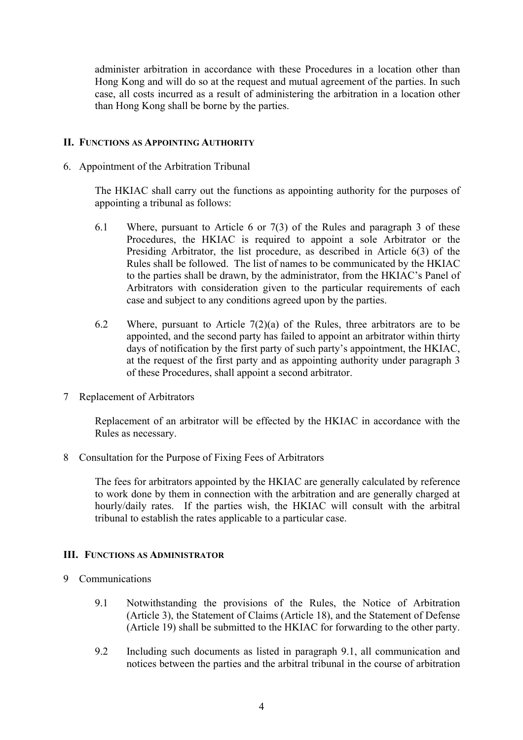administer arbitration in accordance with these Procedures in a location other than Hong Kong and will do so at the request and mutual agreement of the parties. In such case, all costs incurred as a result of administering the arbitration in a location other than Hong Kong shall be borne by the parties.

## II. Functions as Appointing Authority

6. Appointment of the Arbitration Tribunal

   The HKIAC shall carry out the functions as appointing authority for the purposes of appointing a tribunal as follows:

   6.1 Where, pursuant to Article 6 or 7(3) of the Rules and paragraph 3 of these Procedures, the HKIAC is required to appoint a sole Arbitrator or the Presiding Arbitrator, the list procedure, as described in Article 6(3) of the Rules shall be followed. The list of names to be communicated by the HKIAC to the parties shall be drawn, by the administrator, from the HKIAC's Panel of Arbitrators with consideration given to the particular requirements of each case and subject to any conditions agreed upon by the parties.

   6.2 Where, pursuant to Article 7(2)(a) of the Rules, three arbitrators are to be appointed, and the second party has failed to appoint an arbitrator within thirty days of notification by the first party of such party's appointment, the HKIAC, at the request of the first party and as appointing authority under paragraph 3 of these Procedures, shall appoint a second arbitrator.

7 Replacement of Arbitrators

   Replacement of an arbitrator will be effected by the HKIAC in accordance with the Rules as necessary.

8 Consultation for the Purpose of Fixing Fees of Arbitrators

   The fees for arbitrators appointed by the HKIAC are generally calculated by reference to work done by them in connection with the arbitration and are generally charged at hourly/daily rates. If the parties wish, the HKIAC will consult with the arbitral tribunal to establish the rates applicable to a particular case.

## III. Functions as Administrator

9 Communications

   9.1 Notwithstanding the provisions of the Rules, the Notice of Arbitration (Article 3), the Statement of Claims (Article 18), and the Statement of Defense (Article 19) shall be submitted to the HKIAC for forwarding to the other party.

   9.2 Including such documents as listed in paragraph 9.1, all communication and notices between the parties and the arbitral tribunal in the course of arbitration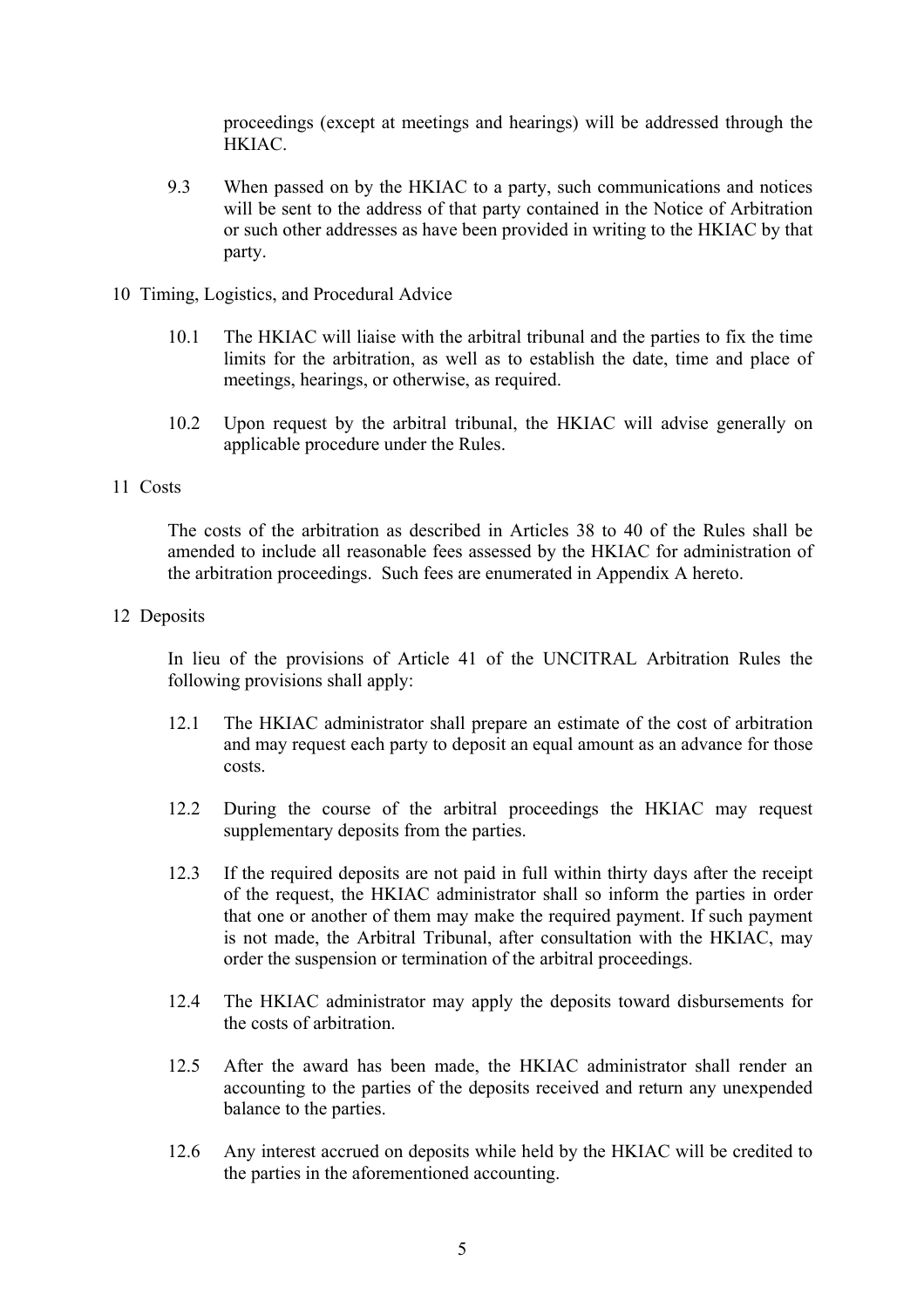proceedings (except at meetings and hearings) will be addressed through the HKIAC.

9.3 When passed on by the HKIAC to a party, such communications and notices will be sent to the address of that party contained in the Notice of Arbitration or such other addresses as have been provided in writing to the HKIAC by that party.

## 10 Timing, Logistics, and Procedural Advice

10.1 The HKIAC will liaise with the arbitral tribunal and the parties to fix the time limits for the arbitration, as well as to establish the date, time and place of meetings, hearings, or otherwise, as required.

10.2 Upon request by the arbitral tribunal, the HKIAC will advise generally on applicable procedure under the Rules.

## 11 Costs

The costs of the arbitration as described in Articles 38 to 40 of the Rules shall be amended to include all reasonable fees assessed by the HKIAC for administration of the arbitration proceedings. Such fees are enumerated in Appendix A hereto.

## 12 Deposits

In lieu of the provisions of Article 41 of the UNCITRAL Arbitration Rules the following provisions shall apply:

12.1 The HKIAC administrator shall prepare an estimate of the cost of arbitration and may request each party to deposit an equal amount as an advance for those costs.

12.2 During the course of the arbitral proceedings the HKIAC may request supplementary deposits from the parties.

12.3 If the required deposits are not paid in full within thirty days after the receipt of the request, the HKIAC administrator shall so inform the parties in order that one or another of them may make the required payment. If such payment is not made, the Arbitral Tribunal, after consultation with the HKIAC, may order the suspension or termination of the arbitral proceedings.

12.4 The HKIAC administrator may apply the deposits toward disbursements for the costs of arbitration.

12.5 After the award has been made, the HKIAC administrator shall render an accounting to the parties of the deposits received and return any unexpended balance to the parties.

12.6 Any interest accrued on deposits while held by the HKIAC will be credited to the parties in the aforementioned accounting.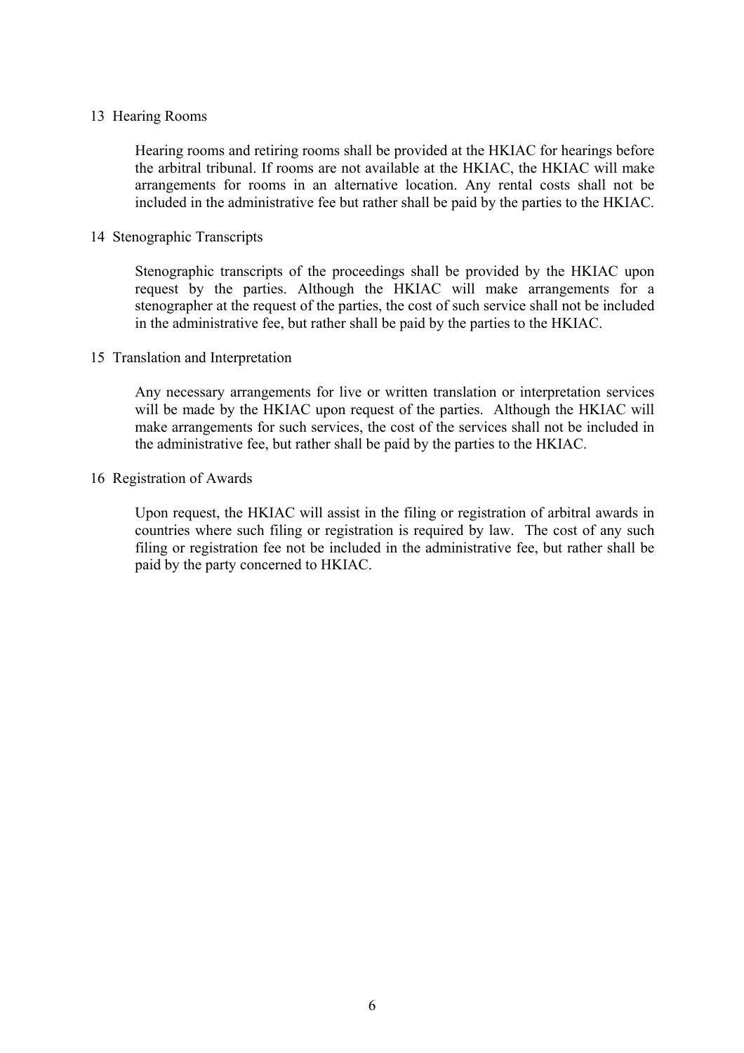## 13 Hearing Rooms

Hearing rooms and retiring rooms shall be provided at the HKIAC for hearings before the arbitral tribunal. If rooms are not available at the HKIAC, the HKIAC will make arrangements for rooms in an alternative location. Any rental costs shall not be included in the administrative fee but rather shall be paid by the parties to the HKIAC.

## 14 Stenographic Transcripts

Stenographic transcripts of the proceedings shall be provided by the HKIAC upon request by the parties. Although the HKIAC will make arrangements for a stenographer at the request of the parties, the cost of such service shall not be included in the administrative fee, but rather shall be paid by the parties to the HKIAC.

## 15 Translation and Interpretation

Any necessary arrangements for live or written translation or interpretation services will be made by the HKIAC upon request of the parties. Although the HKIAC will make arrangements for such services, the cost of the services shall not be included in the administrative fee, but rather shall be paid by the parties to the HKIAC.

## 16 Registration of Awards

Upon request, the HKIAC will assist in the filing or registration of arbitral awards in countries where such filing or registration is required by law. The cost of any such filing or registration fee not be included in the administrative fee, but rather shall be paid by the party concerned to HKIAC.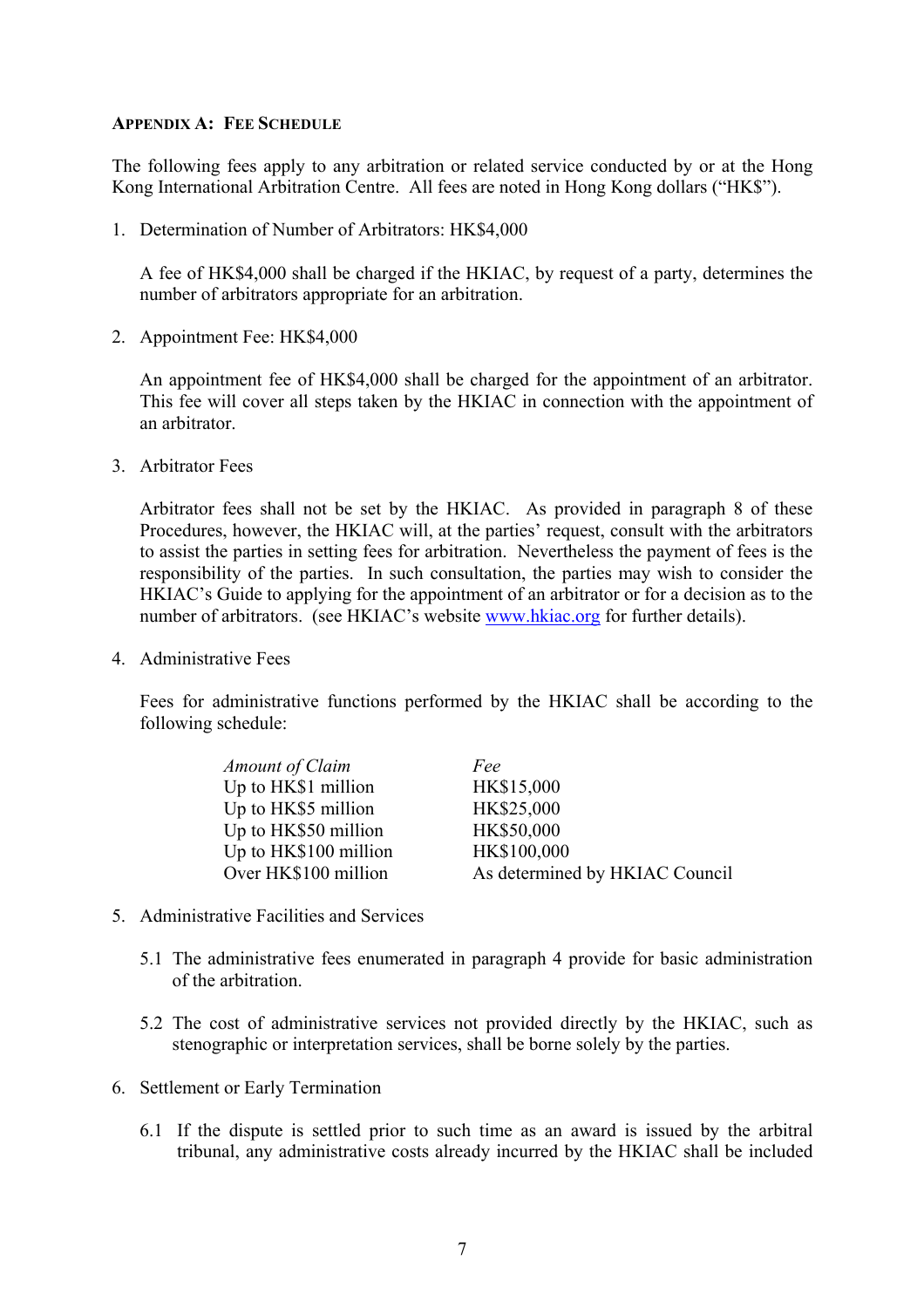## APPENDIX A: FEE SCHEDULE

The following fees apply to any arbitration or related service conducted by or at the Hong Kong International Arbitration Centre. All fees are noted in Hong Kong dollars ("HK$").

1. Determination of Number of Arbitrators: HK$4,000

   A fee of HK$4,000 shall be charged if the HKIAC, by request of a party, determines the number of arbitrators appropriate for an arbitration.

2. Appointment Fee: HK$4,000

   An appointment fee of HK$4,000 shall be charged for the appointment of an arbitrator. This fee will cover all steps taken by the HKIAC in connection with the appointment of an arbitrator.

3. Arbitrator Fees

   Arbitrator fees shall not be set by the HKIAC. As provided in paragraph 8 of these Procedures, however, the HKIAC will, at the parties' request, consult with the arbitrators to assist the parties in setting fees for arbitration. Nevertheless the payment of fees is the responsibility of the parties. In such consultation, the parties may wish to consider the HKIAC's Guide to applying for the appointment of an arbitrator or for a decision as to the number of arbitrators. (see HKIAC's website [www.hkiac.org](http://www.hkiac.org) for further details).

4. Administrative Fees

   Fees for administrative functions performed by the HKIAC shall be according to the following schedule:

| *Amount of Claim* | *Fee* |
| --- | --- |
| Up to HK$1 million | HK$15,000 |
| Up to HK$5 million | HK$25,000 |
| Up to HK$50 million | HK$50,000 |
| Up to HK$100 million | HK$100,000 |
| Over HK$100 million | As determined by HKIAC Council |

5. Administrative Facilities and Services

   5.1 The administrative fees enumerated in paragraph 4 provide for basic administration of the arbitration.

   5.2 The cost of administrative services not provided directly by the HKIAC, such as stenographic or interpretation services, shall be borne solely by the parties.

6. Settlement or Early Termination

   6.1 If the dispute is settled prior to such time as an award is issued by the arbitral tribunal, any administrative costs already incurred by the HKIAC shall be included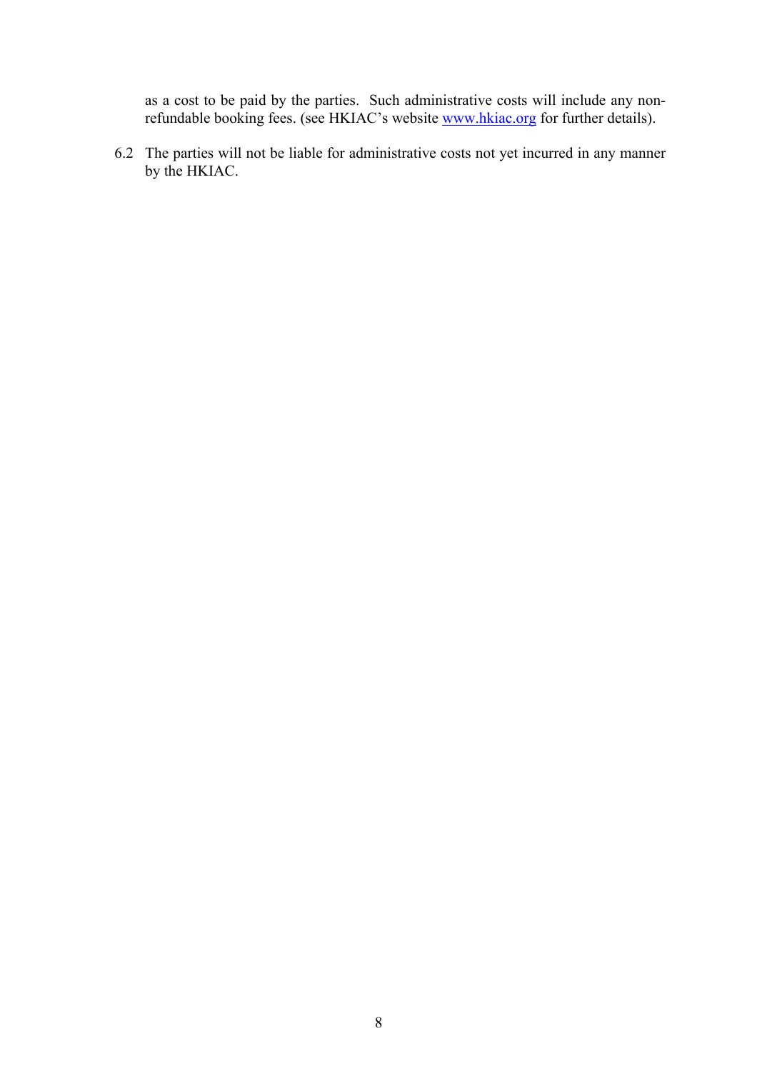as a cost to be paid by the parties. Such administrative costs will include any non-refundable booking fees. (see HKIAC's website www.hkiac.org for further details).

6.2 The parties will not be liable for administrative costs not yet incurred in any manner by the HKIAC.